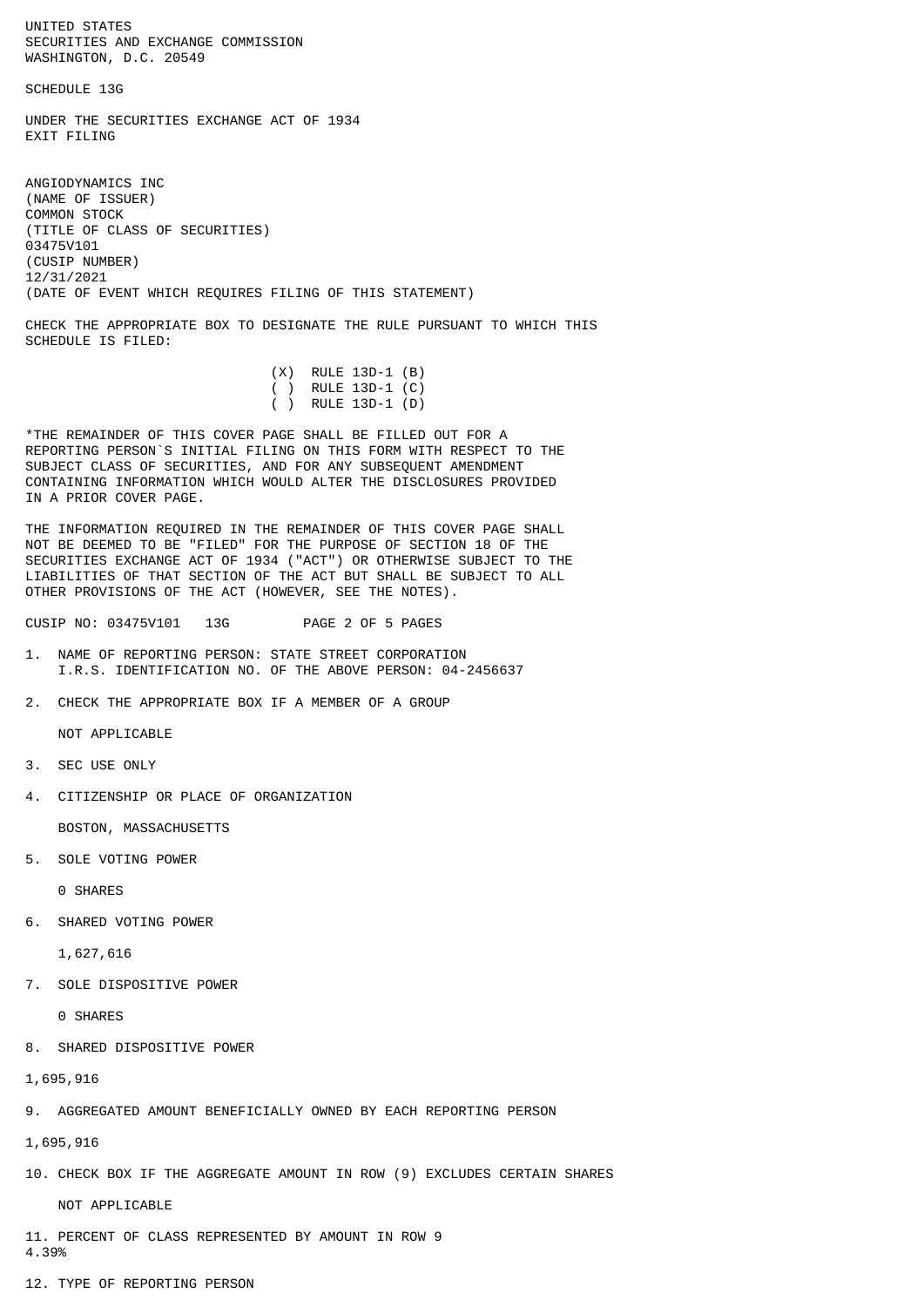UNITED STATES
SECURITIES AND EXCHANGE COMMISSION
WASHINGTON, D.C. 20549

SCHEDULE 13G

UNDER THE SECURITIES EXCHANGE ACT OF 1934
EXIT FILING

ANGIODYNAMICS INC
(NAME OF ISSUER)
COMMON STOCK
(TITLE OF CLASS OF SECURITIES)
03475V101
(CUSIP NUMBER)
12/31/2021
(DATE OF EVENT WHICH REQUIRES FILING OF THIS STATEMENT)

CHECK THE APPROPRIATE BOX TO DESIGNATE THE RULE PURSUANT TO WHICH THIS SCHEDULE IS FILED:

(X) RULE 13D-1 (B)
( ) RULE 13D-1 (C)
( ) RULE 13D-1 (D)

*THE REMAINDER OF THIS COVER PAGE SHALL BE FILLED OUT FOR A REPORTING PERSON`S INITIAL FILING ON THIS FORM WITH RESPECT TO THE SUBJECT CLASS OF SECURITIES, AND FOR ANY SUBSEQUENT AMENDMENT CONTAINING INFORMATION WHICH WOULD ALTER THE DISCLOSURES PROVIDED IN A PRIOR COVER PAGE.

THE INFORMATION REQUIRED IN THE REMAINDER OF THIS COVER PAGE SHALL NOT BE DEEMED TO BE "FILED" FOR THE PURPOSE OF SECTION 18 OF THE SECURITIES EXCHANGE ACT OF 1934 ("ACT") OR OTHERWISE SUBJECT TO THE LIABILITIES OF THAT SECTION OF THE ACT BUT SHALL BE SUBJECT TO ALL OTHER PROVISIONS OF THE ACT (HOWEVER, SEE THE NOTES).

CUSIP NO: 03475V101 13G PAGE 2 OF 5 PAGES

1. NAME OF REPORTING PERSON: STATE STREET CORPORATION
   I.R.S. IDENTIFICATION NO. OF THE ABOVE PERSON: 04-2456637

2. CHECK THE APPROPRIATE BOX IF A MEMBER OF A GROUP

   NOT APPLICABLE

3. SEC USE ONLY

4. CITIZENSHIP OR PLACE OF ORGANIZATION

   BOSTON, MASSACHUSETTS

5. SOLE VOTING POWER

   0 SHARES

6. SHARED VOTING POWER

   1,627,616

7. SOLE DISPOSITIVE POWER

   0 SHARES

8. SHARED DISPOSITIVE POWER

1,695,916

9. AGGREGATED AMOUNT BENEFICIALLY OWNED BY EACH REPORTING PERSON

1,695,916

10. CHECK BOX IF THE AGGREGATE AMOUNT IN ROW (9) EXCLUDES CERTAIN SHARES

   NOT APPLICABLE

11. PERCENT OF CLASS REPRESENTED BY AMOUNT IN ROW 9
4.39%

12. TYPE OF REPORTING PERSON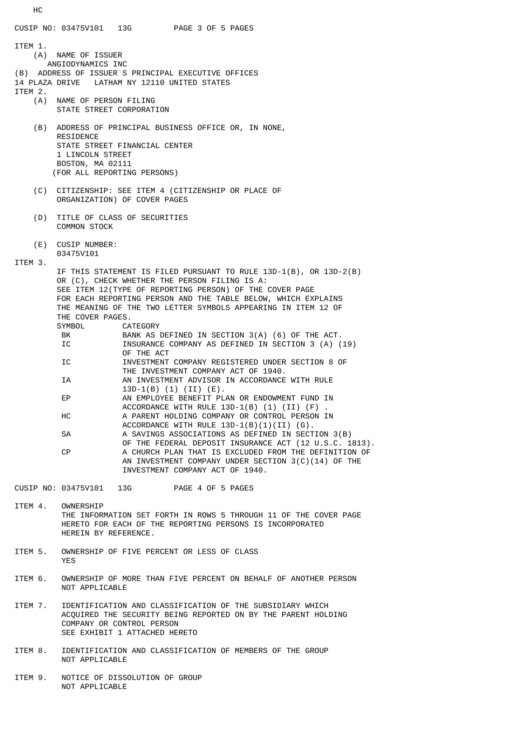HC

ITEM 1.

(A) NAME OF ISSUER
ANGIODYNAMICS INC

(B) ADDRESS OF ISSUER`S PRINCIPAL EXECUTIVE OFFICES
14 PLAZA DRIVE LATHAM NY 12110 UNITED STATES

ITEM 2.

(A) NAME OF PERSON FILING
STATE STREET CORPORATION

(B) ADDRESS OF PRINCIPAL BUSINESS OFFICE OR, IN NONE, RESIDENCE
STATE STREET FINANCIAL CENTER
1 LINCOLN STREET
BOSTON, MA 02111
(FOR ALL REPORTING PERSONS)

(C) CITIZENSHIP: SEE ITEM 4 (CITIZENSHIP OR PLACE OF ORGANIZATION) OF COVER PAGES

(D) TITLE OF CLASS OF SECURITIES
COMMON STOCK

(E) CUSIP NUMBER:
03475V101

ITEM 3.

IF THIS STATEMENT IS FILED PURSUANT TO RULE 13D-1(B), OR 13D-2(B) OR (C), CHECK WHETHER THE PERSON FILING IS A:
SEE ITEM 12(TYPE OF REPORTING PERSON) OF THE COVER PAGE FOR EACH REPORTING PERSON AND THE TABLE BELOW, WHICH EXPLAINS THE MEANING OF THE TWO LETTER SYMBOLS APPEARING IN ITEM 12 OF THE COVER PAGES.

| SYMBOL | CATEGORY |
|---|---|
| BK | BANK AS DEFINED IN SECTION 3(A) (6) OF THE ACT. |
| IC | INSURANCE COMPANY AS DEFINED IN SECTION 3 (A) (19) OF THE ACT |
| IC | INVESTMENT COMPANY REGISTERED UNDER SECTION 8 OF THE INVESTMENT COMPANY ACT OF 1940. |
| IA | AN INVESTMENT ADVISOR IN ACCORDANCE WITH RULE 13D-1(B) (1) (II) (E). |
| EP | AN EMPLOYEE BENEFIT PLAN OR ENDOWMENT FUND IN ACCORDANCE WITH RULE 13D-1(B) (1) (II) (F) . |
| HC | A PARENT HOLDING COMPANY OR CONTROL PERSON IN ACCORDANCE WITH RULE 13D-1(B)(1)(II) (G). |
| SA | A SAVINGS ASSOCIATIONS AS DEFINED IN SECTION 3(B) OF THE FEDERAL DEPOSIT INSURANCE ACT (12 U.S.C. 1813). |
| CP | A CHURCH PLAN THAT IS EXCLUDED FROM THE DEFINITION OF AN INVESTMENT COMPANY UNDER SECTION 3(C)(14) OF THE INVESTMENT COMPANY ACT OF 1940. |

CUSIP NO: 03475V101 13G

ITEM 4. OWNERSHIP
THE INFORMATION SET FORTH IN ROWS 5 THROUGH 11 OF THE COVER PAGE HERETO FOR EACH OF THE REPORTING PERSONS IS INCORPORATED HEREIN BY REFERENCE.

ITEM 5. OWNERSHIP OF FIVE PERCENT OR LESS OF CLASS
YES

ITEM 6. OWNERSHIP OF MORE THAN FIVE PERCENT ON BEHALF OF ANOTHER PERSON
NOT APPLICABLE

ITEM 7. IDENTIFICATION AND CLASSIFICATION OF THE SUBSIDIARY WHICH ACQUIRED THE SECURITY BEING REPORTED ON BY THE PARENT HOLDING COMPANY OR CONTROL PERSON
SEE EXHIBIT 1 ATTACHED HERETO

ITEM 8. IDENTIFICATION AND CLASSIFICATION OF MEMBERS OF THE GROUP
NOT APPLICABLE

ITEM 9. NOTICE OF DISSOLUTION OF GROUP
NOT APPLICABLE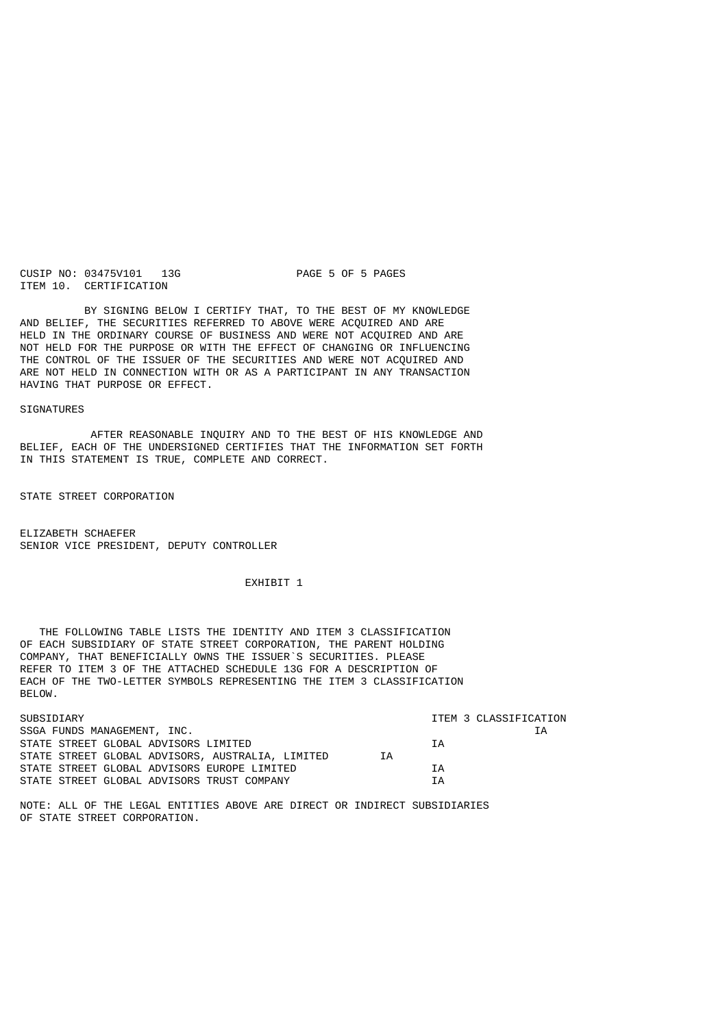CUSIP NO: 03475V101 13G

## ITEM 10. CERTIFICATION

BY SIGNING BELOW I CERTIFY THAT, TO THE BEST OF MY KNOWLEDGE AND BELIEF, THE SECURITIES REFERRED TO ABOVE WERE ACQUIRED AND ARE HELD IN THE ORDINARY COURSE OF BUSINESS AND WERE NOT ACQUIRED AND ARE NOT HELD FOR THE PURPOSE OR WITH THE EFFECT OF CHANGING OR INFLUENCING THE CONTROL OF THE ISSUER OF THE SECURITIES AND WERE NOT ACQUIRED AND ARE NOT HELD IN CONNECTION WITH OR AS A PARTICIPANT IN ANY TRANSACTION HAVING THAT PURPOSE OR EFFECT.

## SIGNATURES

AFTER REASONABLE INQUIRY AND TO THE BEST OF HIS KNOWLEDGE AND BELIEF, EACH OF THE UNDERSIGNED CERTIFIES THAT THE INFORMATION SET FORTH IN THIS STATEMENT IS TRUE, COMPLETE AND CORRECT.

STATE STREET CORPORATION

ELIZABETH SCHAEFER
SENIOR VICE PRESIDENT, DEPUTY CONTROLLER

## EXHIBIT 1

THE FOLLOWING TABLE LISTS THE IDENTITY AND ITEM 3 CLASSIFICATION OF EACH SUBSIDIARY OF STATE STREET CORPORATION, THE PARENT HOLDING COMPANY, THAT BENEFICIALLY OWNS THE ISSUER`S SECURITIES. PLEASE REFER TO ITEM 3 OF THE ATTACHED SCHEDULE 13G FOR A DESCRIPTION OF EACH OF THE TWO-LETTER SYMBOLS REPRESENTING THE ITEM 3 CLASSIFICATION BELOW.

| SUBSIDIARY | ITEM 3 CLASSIFICATION |
|---|---|
| SSGA FUNDS MANAGEMENT, INC. | IA |
| STATE STREET GLOBAL ADVISORS LIMITED | IA |
| STATE STREET GLOBAL ADVISORS, AUSTRALIA, LIMITED | IA |
| STATE STREET GLOBAL ADVISORS EUROPE LIMITED | IA |
| STATE STREET GLOBAL ADVISORS TRUST COMPANY | IA |

NOTE: ALL OF THE LEGAL ENTITIES ABOVE ARE DIRECT OR INDIRECT SUBSIDIARIES OF STATE STREET CORPORATION.